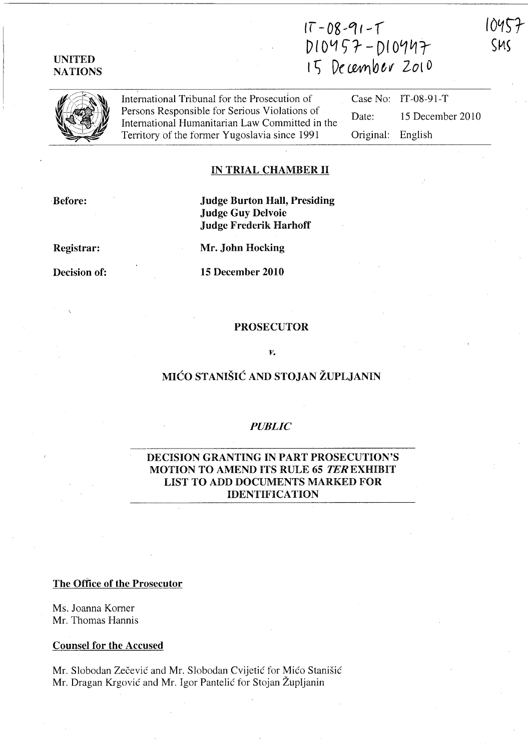IT-08-91-T
D10457-D10447
15 December 2010

10457
SMS

UNITED NATIONS

| International Tribunal for the Prosecution of Persons Responsible for Serious Violations of International Humanitarian Law Committed in the Territory of the former Yugoslavia since 1991 | Case No: | IT-08-91-T |
|---|---|---|
| | Date: | 15 December 2010 |
| | Original: | English |

## IN TRIAL CHAMBER II

**Before:** **Judge Burton Hall, Presiding**
**Judge Guy Delvoie**
**Judge Frederik Harhoff**

**Registrar:** **Mr. John Hocking**

**Decision of:** **15 December 2010**

**PROSECUTOR**

*v.*

**MIĆO STANIŠIĆ AND STOJAN ŽUPLJANIN**

***PUBLIC***

## DECISION GRANTING IN PART PROSECUTION'S MOTION TO AMEND ITS RULE 65 *TER* EXHIBIT LIST TO ADD DOCUMENTS MARKED FOR IDENTIFICATION

**The Office of the Prosecutor**

Ms. Joanna Korner
Mr. Thomas Hannis

**Counsel for the Accused**

Mr. Slobodan Zečević and Mr. Slobodan Cvijetić for Mićo Stanišić
Mr. Dragan Krgović and Mr. Igor Pantelić for Stojan Župljanin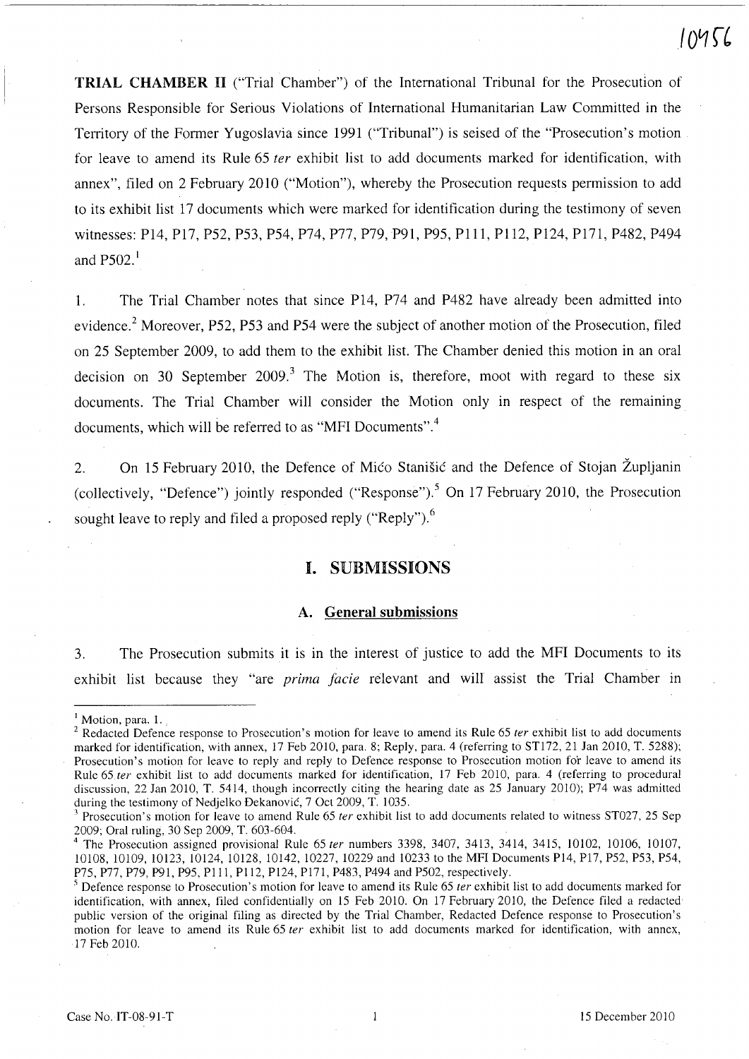**TRIAL CHAMBER II** ("Trial Chamber") of the International Tribunal for the Prosecution of Persons Responsible for Serious Violations of International Humanitarian Law Committed in the Territory of the Former Yugoslavia since 1991 ("Tribunal") is seised of the "Prosecution's motion for leave to amend its Rule 65 *ter* exhibit list to add documents marked for identification, with annex", filed on 2 February 2010 ("Motion"), whereby the Prosecution requests permission to add to its exhibit list 17 documents which were marked for identification during the testimony of seven witnesses: P14, P17, P52, P53, P54, P74, P77, P79, P91, P95, P111, P112, P124, P171, P482, P494 and P502.[1]

1. The Trial Chamber notes that since P14, P74 and P482 have already been admitted into evidence.[2] Moreover, P52, P53 and P54 were the subject of another motion of the Prosecution, filed on 25 September 2009, to add them to the exhibit list. The Chamber denied this motion in an oral decision on 30 September 2009.[3] The Motion is, therefore, moot with regard to these six documents. The Trial Chamber will consider the Motion only in respect of the remaining documents, which will be referred to as "MFI Documents".[4]

2. On 15 February 2010, the Defence of Mićo Stanišić and the Defence of Stojan Župljanin (collectively, "Defence") jointly responded ("Response").[5] On 17 February 2010, the Prosecution sought leave to reply and filed a proposed reply ("Reply").[6]

# I. SUBMISSIONS

## A. General submissions

3. The Prosecution submits it is in the interest of justice to add the MFI Documents to its exhibit list because they "are *prima facie* relevant and will assist the Trial Chamber in

---

[1] Motion, para. 1.

[2] Redacted Defence response to Prosecution's motion for leave to amend its Rule 65 *ter* exhibit list to add documents marked for identification, with annex, 17 Feb 2010, para. 8; Reply, para. 4 (referring to ST172, 21 Jan 2010, T. 5288); Prosecution's motion for leave to reply and reply to Defence response to Prosecution motion for leave to amend its Rule 65 *ter* exhibit list to add documents marked for identification, 17 Feb 2010, para. 4 (referring to procedural discussion, 22 Jan 2010, T. 5414, though incorrectly citing the hearing date as 25 January 2010); P74 was admitted during the testimony of Nedjelko Đekanović, 7 Oct 2009, T. 1035.

[3] Prosecution's motion for leave to amend Rule 65 *ter* exhibit list to add documents related to witness ST027, 25 Sep 2009; Oral ruling, 30 Sep 2009, T. 603-604.

[4] The Prosecution assigned provisional Rule 65 *ter* numbers 3398, 3407, 3413, 3414, 3415, 10102, 10106, 10107, 10108, 10109, 10123, 10124, 10128, 10142, 10227, 10229 and 10233 to the MFI Documents P14, P17, P52, P53, P54, P75, P77, P79, P91, P95, P111, P112, P124, P171, P483, P494 and P502, respectively.

[5] Defence response to Prosecution's motion for leave to amend its Rule 65 *ter* exhibit list to add documents marked for identification, with annex, filed confidentially on 15 Feb 2010. On 17 February 2010, the Defence filed a redacted public version of the original filing as directed by the Trial Chamber, Redacted Defence response to Prosecution's motion for leave to amend its Rule 65 *ter* exhibit list to add documents marked for identification, with annex, 17 Feb 2010.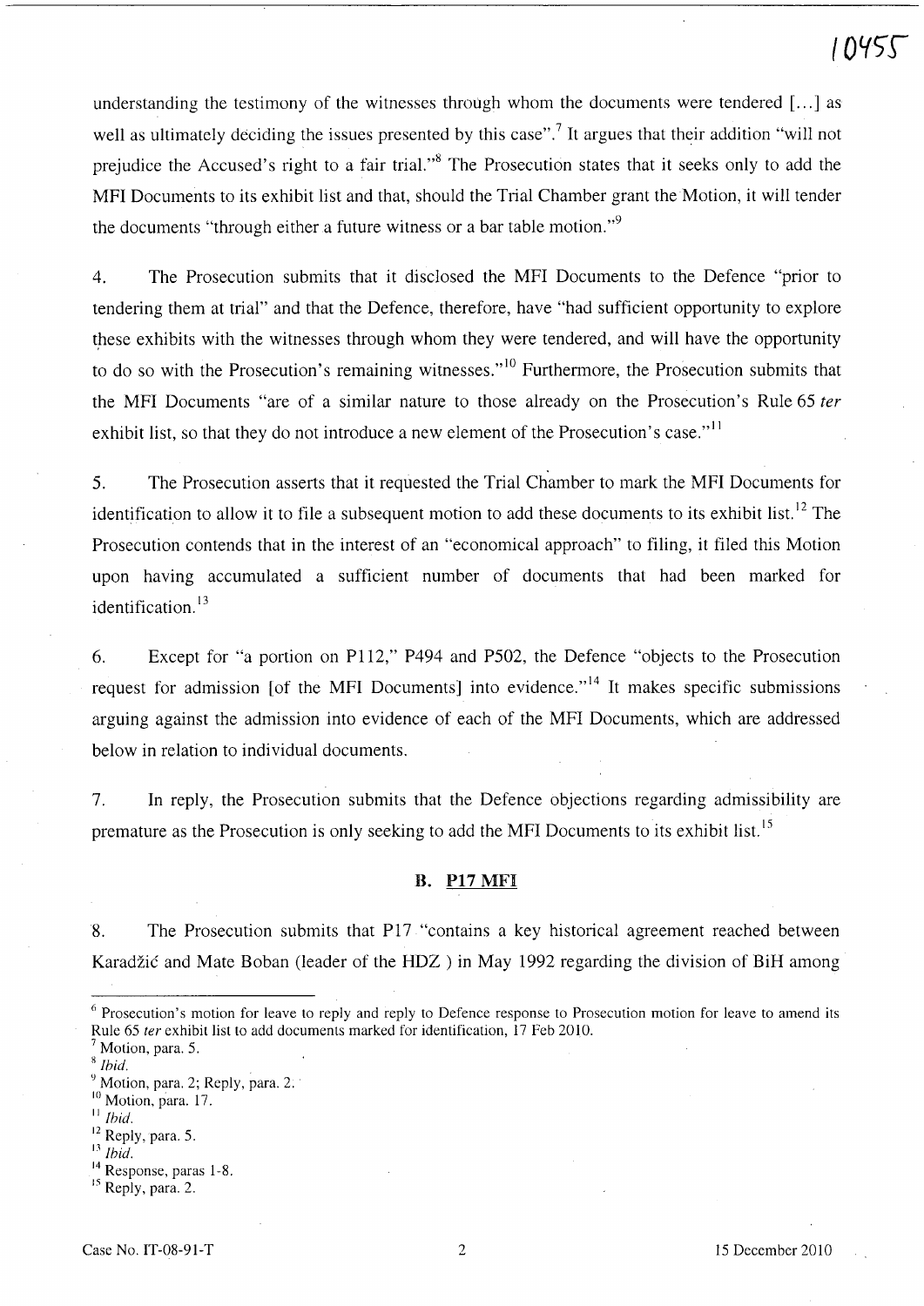understanding the testimony of the witnesses through whom the documents were tendered [...] as well as ultimately deciding the issues presented by this case".[7] It argues that their addition "will not prejudice the Accused's right to a fair trial."[8] The Prosecution states that it seeks only to add the MFI Documents to its exhibit list and that, should the Trial Chamber grant the Motion, it will tender the documents "through either a future witness or a bar table motion."[9]

4. The Prosecution submits that it disclosed the MFI Documents to the Defence "prior to tendering them at trial" and that the Defence, therefore, have "had sufficient opportunity to explore these exhibits with the witnesses through whom they were tendered, and will have the opportunity to do so with the Prosecution's remaining witnesses."[10] Furthermore, the Prosecution submits that the MFI Documents "are of a similar nature to those already on the Prosecution's Rule 65 *ter* exhibit list, so that they do not introduce a new element of the Prosecution's case."[11]

5. The Prosecution asserts that it requested the Trial Chamber to mark the MFI Documents for identification to allow it to file a subsequent motion to add these documents to its exhibit list.[12] The Prosecution contends that in the interest of an "economical approach" to filing, it filed this Motion upon having accumulated a sufficient number of documents that had been marked for identification.[13]

6. Except for "a portion on P112," P494 and P502, the Defence "objects to the Prosecution request for admission [of the MFI Documents] into evidence."[14] It makes specific submissions arguing against the admission into evidence of each of the MFI Documents, which are addressed below in relation to individual documents.

7. In reply, the Prosecution submits that the Defence objections regarding admissibility are premature as the Prosecution is only seeking to add the MFI Documents to its exhibit list.[15]

### B. P17 MFI

8. The Prosecution submits that P17 "contains a key historical agreement reached between Karadžić and Mate Boban (leader of the HDZ ) in May 1992 regarding the division of BiH among

---

[6] Prosecution's motion for leave to reply and reply to Defence response to Prosecution motion for leave to amend its Rule 65 *ter* exhibit list to add documents marked for identification, 17 Feb 2010.

[7] Motion, para. 5.

[8] *Ibid.*

[9] Motion, para. 2; Reply, para. 2.

[10] Motion, para. 17.

[11] *Ibid.*

[12] Reply, para. 5.

[13] *Ibid.*

[14] Response, paras 1-8.

[15] Reply, para. 2.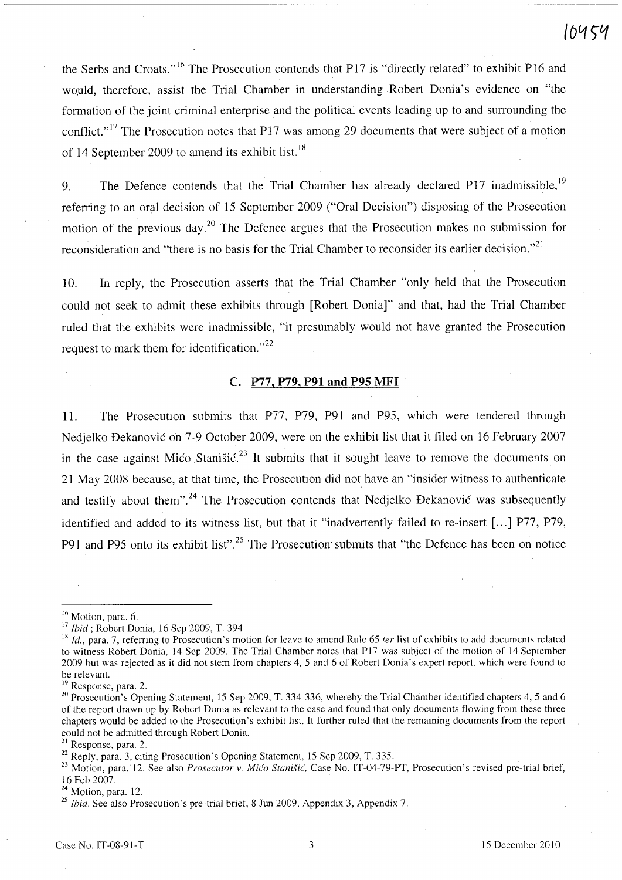the Serbs and Croats."[16] The Prosecution contends that P17 is "directly related" to exhibit P16 and would, therefore, assist the Trial Chamber in understanding Robert Donia's evidence on "the formation of the joint criminal enterprise and the political events leading up to and surrounding the conflict."[17] The Prosecution notes that P17 was among 29 documents that were subject of a motion of 14 September 2009 to amend its exhibit list.[18]

9. The Defence contends that the Trial Chamber has already declared P17 inadmissible,[19] referring to an oral decision of 15 September 2009 ("Oral Decision") disposing of the Prosecution motion of the previous day.[20] The Defence argues that the Prosecution makes no submission for reconsideration and "there is no basis for the Trial Chamber to reconsider its earlier decision."[21]

10. In reply, the Prosecution asserts that the Trial Chamber "only held that the Prosecution could not seek to admit these exhibits through [Robert Donia]" and that, had the Trial Chamber ruled that the exhibits were inadmissible, "it presumably would not have granted the Prosecution request to mark them for identification."[22]

### C. P77, P79, P91 and P95 MFI

11. The Prosecution submits that P77, P79, P91 and P95, which were tendered through Nedjelko Đekanović on 7-9 October 2009, were on the exhibit list that it filed on 16 February 2007 in the case against Mićo Stanišić.[23] It submits that it sought leave to remove the documents on 21 May 2008 because, at that time, the Prosecution did not have an "insider witness to authenticate and testify about them".[24] The Prosecution contends that Nedjelko Đekanović was subsequently identified and added to its witness list, but that it "inadvertently failed to re-insert [...] P77, P79, P91 and P95 onto its exhibit list".[25] The Prosecution submits that "the Defence has been on notice

---

[16] Motion, para. 6.

[17] *Ibid.*; Robert Donia, 16 Sep 2009, T. 394.

[18] *Id.*, para. 7, referring to Prosecution's motion for leave to amend Rule 65 *ter* list of exhibits to add documents related to witness Robert Donia, 14 Sep 2009. The Trial Chamber notes that P17 was subject of the motion of 14 September 2009 but was rejected as it did not stem from chapters 4, 5 and 6 of Robert Donia's expert report, which were found to be relevant.

[19] Response, para. 2.

[20] Prosecution's Opening Statement, 15 Sep 2009, T. 334-336, whereby the Trial Chamber identified chapters 4, 5 and 6 of the report drawn up by Robert Donia as relevant to the case and found that only documents flowing from these three chapters would be added to the Prosecution's exhibit list. It further ruled that the remaining documents from the report could not be admitted through Robert Donia.

[21] Response, para. 2.

[22] Reply, para. 3, citing Prosecution's Opening Statement, 15 Sep 2009, T. 335.

[23] Motion, para. 12. See also *Prosecutor v. Mićo Stanišić*, Case No. IT-04-79-PT, Prosecution's revised pre-trial brief, 16 Feb 2007.

[24] Motion, para. 12.

[25] *Ibid.* See also Prosecution's pre-trial brief, 8 Jun 2009, Appendix 3, Appendix 7.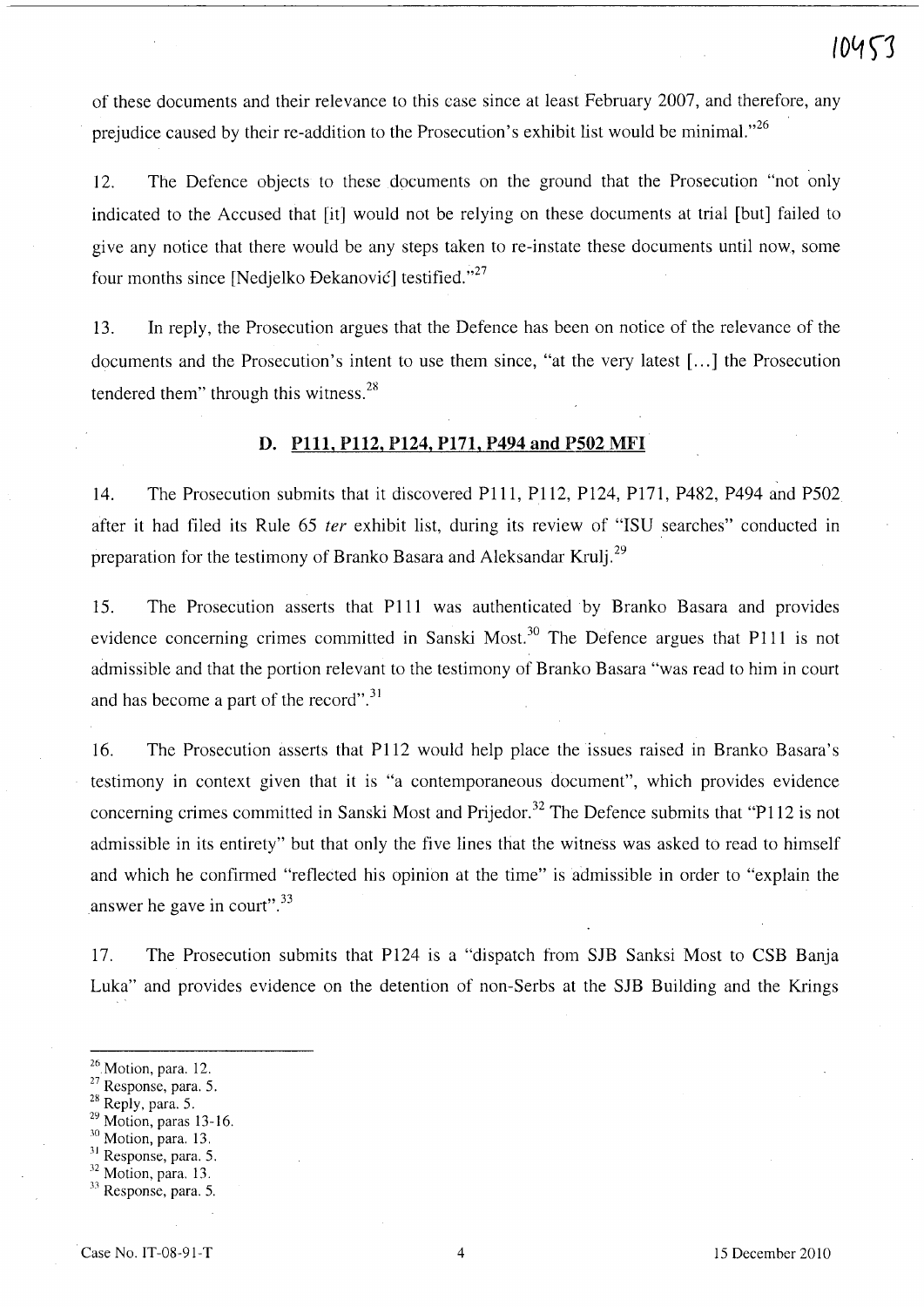of these documents and their relevance to this case since at least February 2007, and therefore, any prejudice caused by their re-addition to the Prosecution's exhibit list would be minimal."[26]

12. The Defence objects to these documents on the ground that the Prosecution "not only indicated to the Accused that [it] would not be relying on these documents at trial [but] failed to give any notice that there would be any steps taken to re-instate these documents until now, some four months since [Nedjelko Đekanović] testified."[27]

13. In reply, the Prosecution argues that the Defence has been on notice of the relevance of the documents and the Prosecution's intent to use them since, "at the very latest [...] the Prosecution tendered them" through this witness.[28]

### D. P111, P112, P124, P171, P494 and P502 MFI

14. The Prosecution submits that it discovered P111, P112, P124, P171, P482, P494 and P502 after it had filed its Rule 65 *ter* exhibit list, during its review of "ISU searches" conducted in preparation for the testimony of Branko Basara and Aleksandar Krulj.[29]

15. The Prosecution asserts that P111 was authenticated by Branko Basara and provides evidence concerning crimes committed in Sanski Most.[30] The Defence argues that P111 is not admissible and that the portion relevant to the testimony of Branko Basara "was read to him in court and has become a part of the record".[31]

16. The Prosecution asserts that P112 would help place the issues raised in Branko Basara's testimony in context given that it is "a contemporaneous document", which provides evidence concerning crimes committed in Sanski Most and Prijedor.[32] The Defence submits that "P112 is not admissible in its entirety" but that only the five lines that the witness was asked to read to himself and which he confirmed "reflected his opinion at the time" is admissible in order to "explain the answer he gave in court".[33]

17. The Prosecution submits that P124 is a "dispatch from SJB Sanksi Most to CSB Banja Luka" and provides evidence on the detention of non-Serbs at the SJB Building and the Krings

---

[26] Motion, para. 12.
[27] Response, para. 5.
[28] Reply, para. 5.
[29] Motion, paras 13-16.
[30] Motion, para. 13.
[31] Response, para. 5.
[32] Motion, para. 13.
[33] Response, para. 5.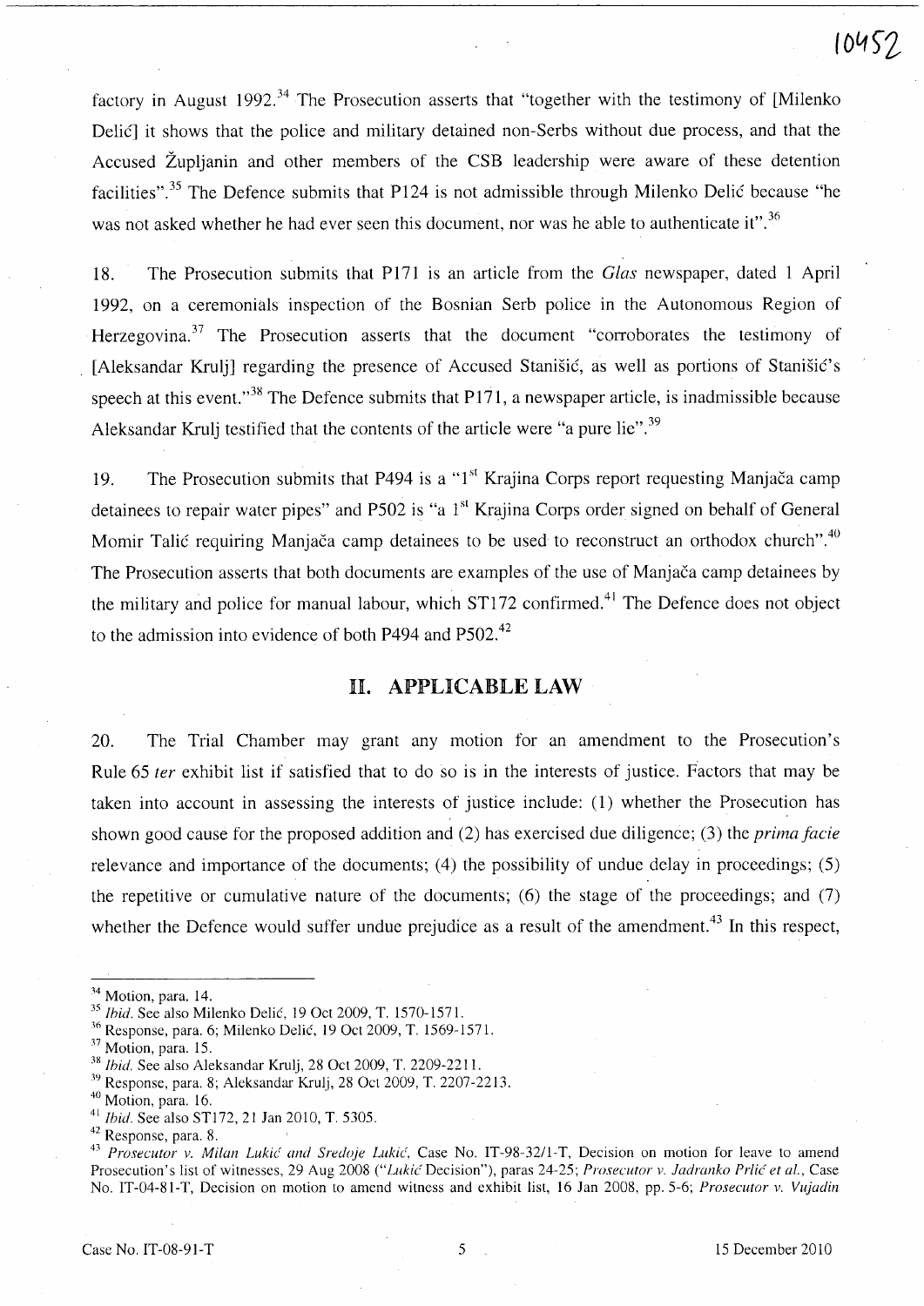factory in August 1992.[34] The Prosecution asserts that "together with the testimony of [Milenko Delić] it shows that the police and military detained non-Serbs without due process, and that the Accused Župljanin and other members of the CSB leadership were aware of these detention facilities".[35] The Defence submits that P124 is not admissible through Milenko Delić because "he was not asked whether he had ever seen this document, nor was he able to authenticate it".[36]

18. The Prosecution submits that P171 is an article from the *Glas* newspaper, dated 1 April 1992, on a ceremonials inspection of the Bosnian Serb police in the Autonomous Region of Herzegovina.[37] The Prosecution asserts that the document "corroborates the testimony of [Aleksandar Krulj] regarding the presence of Accused Stanišić, as well as portions of Stanišić's speech at this event."[38] The Defence submits that P171, a newspaper article, is inadmissible because Aleksandar Krulj testified that the contents of the article were "a pure lie".[39]

19. The Prosecution submits that P494 is a "1st Krajina Corps report requesting Manjača camp detainees to repair water pipes" and P502 is "a 1st Krajina Corps order signed on behalf of General Momir Talić requiring Manjača camp detainees to be used to reconstruct an orthodox church".[40] The Prosecution asserts that both documents are examples of the use of Manjača camp detainees by the military and police for manual labour, which ST172 confirmed.[41] The Defence does not object to the admission into evidence of both P494 and P502.[42]

## II. APPLICABLE LAW

20. The Trial Chamber may grant any motion for an amendment to the Prosecution's Rule 65 *ter* exhibit list if satisfied that to do so is in the interests of justice. Factors that may be taken into account in assessing the interests of justice include: (1) whether the Prosecution has shown good cause for the proposed addition and (2) has exercised due diligence; (3) the *prima facie* relevance and importance of the documents; (4) the possibility of undue delay in proceedings; (5) the repetitive or cumulative nature of the documents; (6) the stage of the proceedings; and (7) whether the Defence would suffer undue prejudice as a result of the amendment.[43] In this respect,

---

[34] Motion, para. 14.

[35] *Ibid.* See also Milenko Delić, 19 Oct 2009, T. 1570-1571.

[36] Response, para. 6; Milenko Delić, 19 Oct 2009, T. 1569-1571.

[37] Motion, para. 15.

[38] *Ibid.* See also Aleksandar Krulj, 28 Oct 2009, T. 2209-2211.

[39] Response, para. 8; Aleksandar Krulj, 28 Oct 2009, T. 2207-2213.

[40] Motion, para. 16.

[41] *Ibid.* See also ST172, 21 Jan 2010, T. 5305.

[42] Response, para. 8.

[43] *Prosecutor v. Milan Lukić and Sredoje Lukić*, Case No. IT-98-32/1-T, Decision on motion for leave to amend Prosecution's list of witnesses, 29 Aug 2008 ("*Lukić* Decision"), paras 24-25; *Prosecutor v. Jadranko Prlić et al.*, Case No. IT-04-81-T, Decision on motion to amend witness and exhibit list, 16 Jan 2008, pp. 5-6; *Prosecutor v. Vujadin*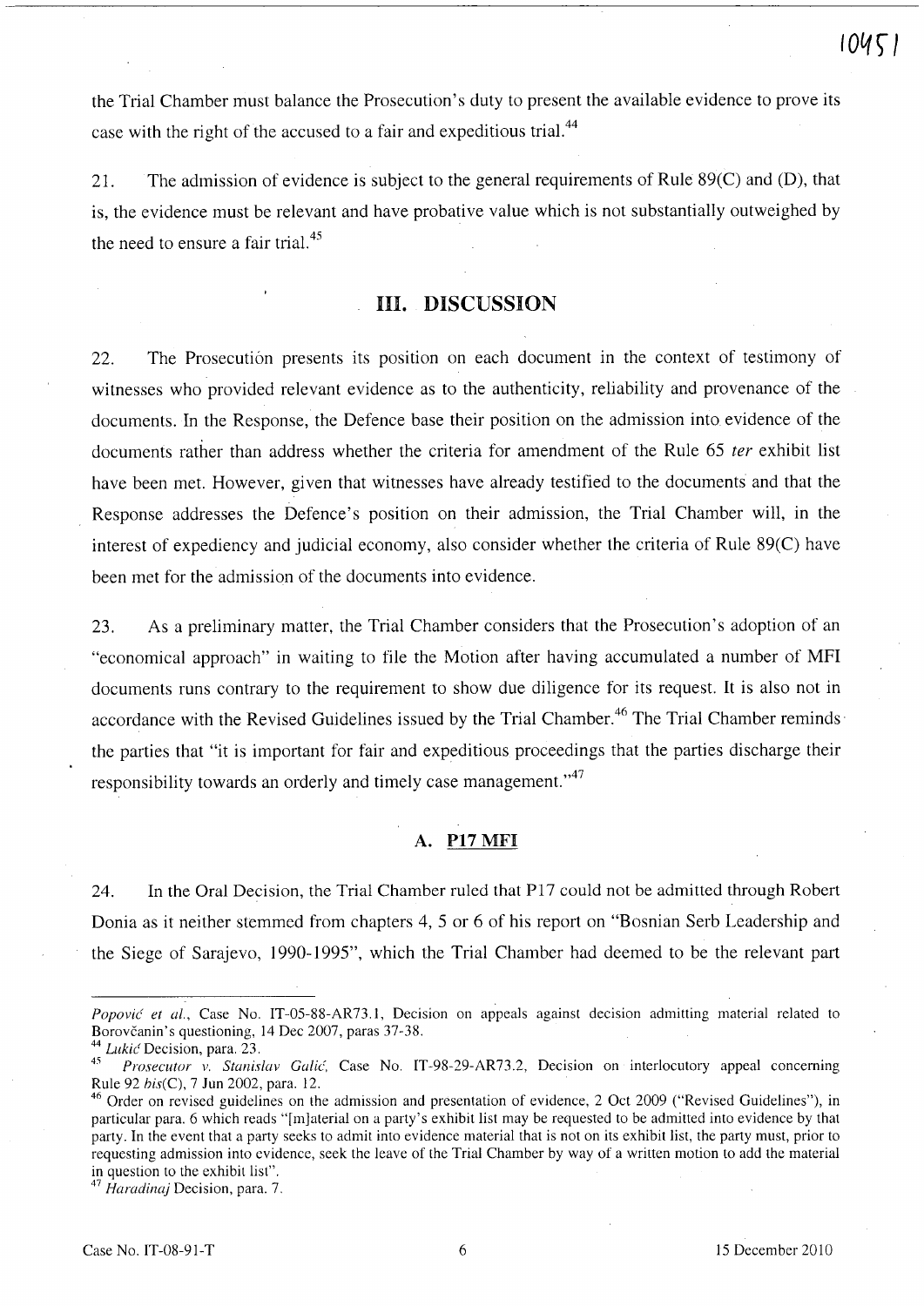the Trial Chamber must balance the Prosecution's duty to present the available evidence to prove its case with the right of the accused to a fair and expeditious trial.[44]

21. The admission of evidence is subject to the general requirements of Rule 89(C) and (D), that is, the evidence must be relevant and have probative value which is not substantially outweighed by the need to ensure a fair trial.[45]

# III. DISCUSSION

22. The Prosecution presents its position on each document in the context of testimony of witnesses who provided relevant evidence as to the authenticity, reliability and provenance of the documents. In the Response, the Defence base their position on the admission into evidence of the documents rather than address whether the criteria for amendment of the Rule 65 *ter* exhibit list have been met. However, given that witnesses have already testified to the documents and that the Response addresses the Defence's position on their admission, the Trial Chamber will, in the interest of expediency and judicial economy, also consider whether the criteria of Rule 89(C) have been met for the admission of the documents into evidence.

23. As a preliminary matter, the Trial Chamber considers that the Prosecution's adoption of an "economical approach" in waiting to file the Motion after having accumulated a number of MFI documents runs contrary to the requirement to show due diligence for its request. It is also not in accordance with the Revised Guidelines issued by the Trial Chamber.[46] The Trial Chamber reminds the parties that "it is important for fair and expeditious proceedings that the parties discharge their responsibility towards an orderly and timely case management."[47]

## A. P17 MFI

24. In the Oral Decision, the Trial Chamber ruled that P17 could not be admitted through Robert Donia as it neither stemmed from chapters 4, 5 or 6 of his report on "Bosnian Serb Leadership and the Siege of Sarajevo, 1990-1995", which the Trial Chamber had deemed to be the relevant part

---

*Popović et al.*, Case No. IT-05-88-AR73.1, Decision on appeals against decision admitting material related to Borovčanin's questioning, 14 Dec 2007, paras 37-38.

[44] *Lukić* Decision, para. 23.

[45] *Prosecutor v. Stanislav Galić*, Case No. IT-98-29-AR73.2, Decision on interlocutory appeal concerning Rule 92 *bis*(C), 7 Jun 2002, para. 12.

[46] Order on revised guidelines on the admission and presentation of evidence, 2 Oct 2009 ("Revised Guidelines"), in particular para. 6 which reads "[m]aterial on a party's exhibit list may be requested to be admitted into evidence by that party. In the event that a party seeks to admit into evidence material that is not on its exhibit list, the party must, prior to requesting admission into evidence, seek the leave of the Trial Chamber by way of a written motion to add the material in question to the exhibit list".

[47] *Haradinaj* Decision, para. 7.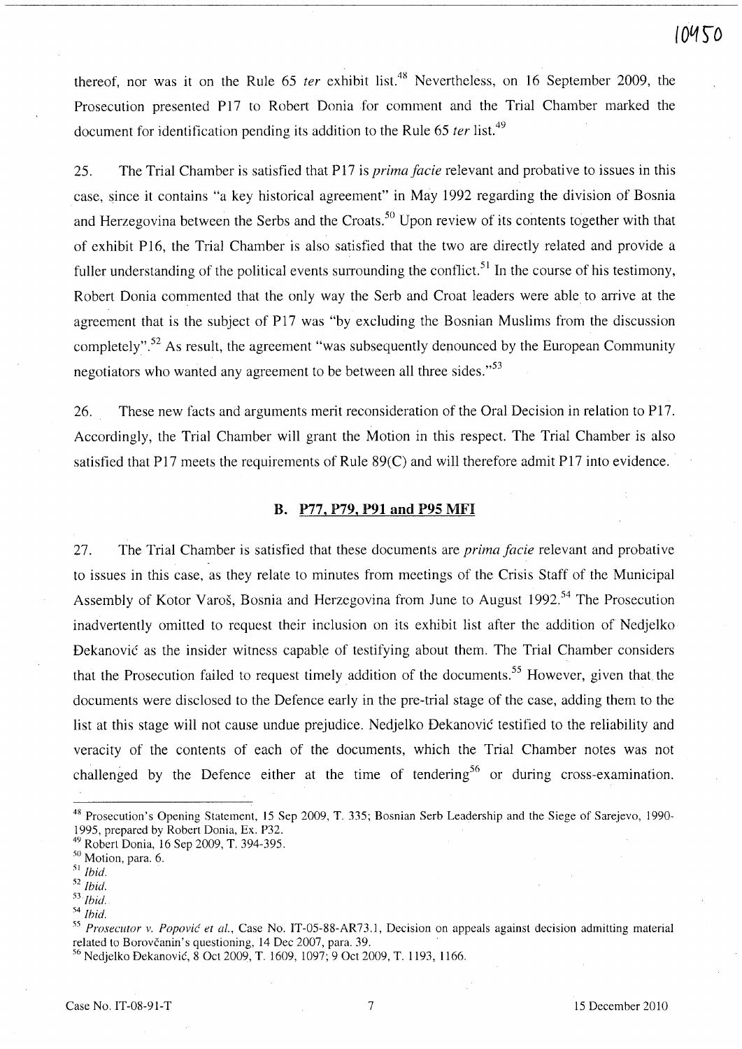thereof, nor was it on the Rule 65 *ter* exhibit list.[48] Nevertheless, on 16 September 2009, the Prosecution presented P17 to Robert Donia for comment and the Trial Chamber marked the document for identification pending its addition to the Rule 65 *ter* list.[49]

25. The Trial Chamber is satisfied that P17 is *prima facie* relevant and probative to issues in this case, since it contains "a key historical agreement" in May 1992 regarding the division of Bosnia and Herzegovina between the Serbs and the Croats.[50] Upon review of its contents together with that of exhibit P16, the Trial Chamber is also satisfied that the two are directly related and provide a fuller understanding of the political events surrounding the conflict.[51] In the course of his testimony, Robert Donia commented that the only way the Serb and Croat leaders were able to arrive at the agreement that is the subject of P17 was "by excluding the Bosnian Muslims from the discussion completely".[52] As result, the agreement "was subsequently denounced by the European Community negotiators who wanted any agreement to be between all three sides."[53]

26. These new facts and arguments merit reconsideration of the Oral Decision in relation to P17. Accordingly, the Trial Chamber will grant the Motion in this respect. The Trial Chamber is also satisfied that P17 meets the requirements of Rule 89(C) and will therefore admit P17 into evidence.

### B. P77, P79, P91 and P95 MFI

27. The Trial Chamber is satisfied that these documents are *prima facie* relevant and probative to issues in this case, as they relate to minutes from meetings of the Crisis Staff of the Municipal Assembly of Kotor Varoš, Bosnia and Herzegovina from June to August 1992.[54] The Prosecution inadvertently omitted to request their inclusion on its exhibit list after the addition of Nedjelko Đekanović as the insider witness capable of testifying about them. The Trial Chamber considers that the Prosecution failed to request timely addition of the documents.[55] However, given that the documents were disclosed to the Defence early in the pre-trial stage of the case, adding them to the list at this stage will not cause undue prejudice. Nedjelko Đekanović testified to the reliability and veracity of the contents of each of the documents, which the Trial Chamber notes was not challenged by the Defence either at the time of tendering[56] or during cross-examination.

---

[48] Prosecution's Opening Statement, 15 Sep 2009, T. 335; Bosnian Serb Leadership and the Siege of Sarejevo, 1990-1995, prepared by Robert Donia, Ex. P32.

[49] Robert Donia, 16 Sep 2009, T. 394-395.

[50] Motion, para. 6.

[51] *Ibid.*

[52] *Ibid.*

[53] *Ibid.*

[54] *Ibid.*

[55] *Prosecutor v. Popović et al.*, Case No. IT-05-88-AR73.1, Decision on appeals against decision admitting material related to Borovčanin's questioning, 14 Dec 2007, para. 39.

[56] Nedjelko Đekanović, 8 Oct 2009, T. 1609, 1097; 9 Oct 2009, T. 1193, 1166.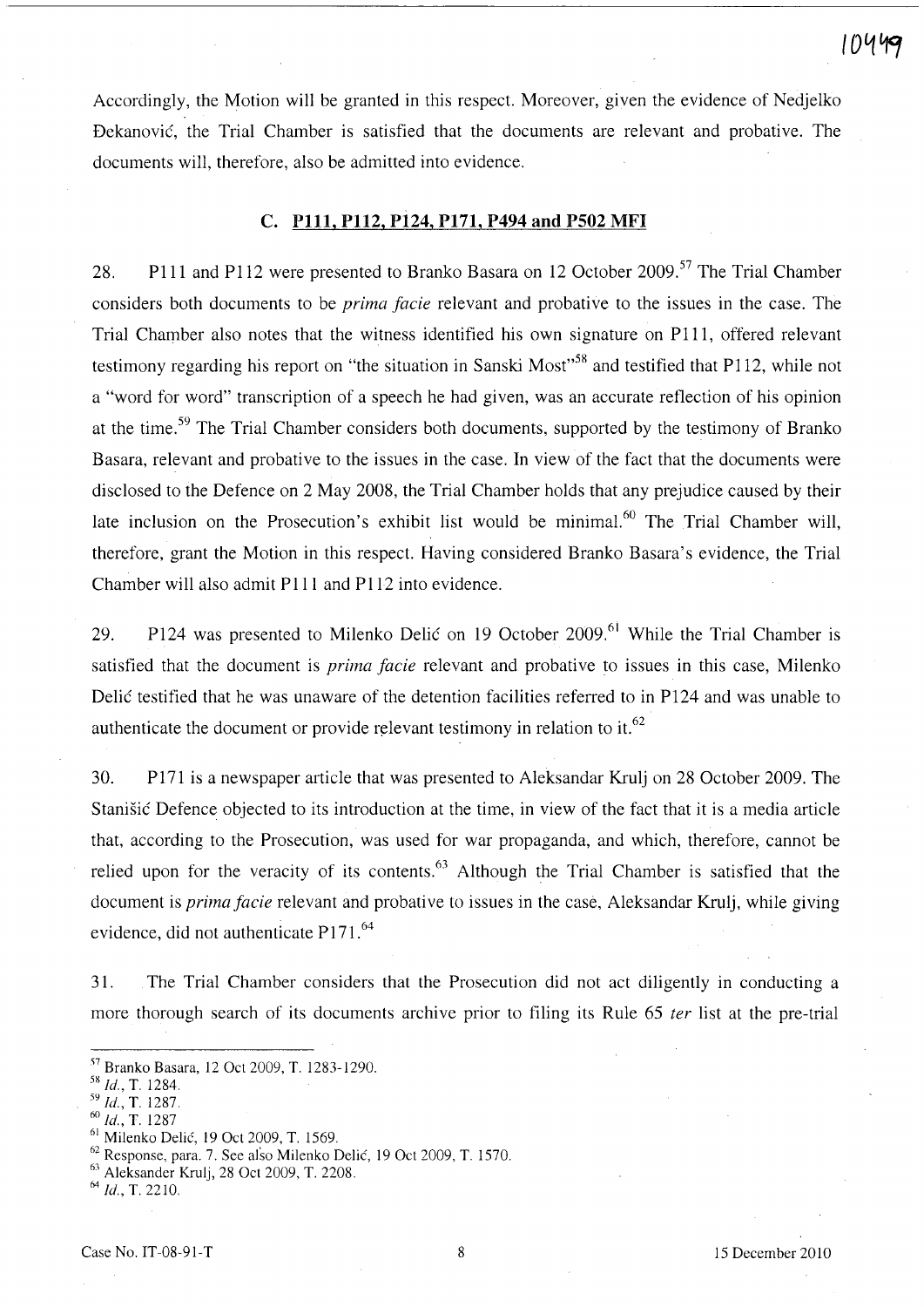Accordingly, the Motion will be granted in this respect. Moreover, given the evidence of Nedjelko Đekanović, the Trial Chamber is satisfied that the documents are relevant and probative. The documents will, therefore, also be admitted into evidence.

### C. P111, P112, P124, P171, P494 and P502 MFI

28. P111 and P112 were presented to Branko Basara on 12 October 2009.[57] The Trial Chamber considers both documents to be *prima facie* relevant and probative to the issues in the case. The Trial Chamber also notes that the witness identified his own signature on P111, offered relevant testimony regarding his report on "the situation in Sanski Most"[58] and testified that P112, while not a "word for word" transcription of a speech he had given, was an accurate reflection of his opinion at the time.[59] The Trial Chamber considers both documents, supported by the testimony of Branko Basara, relevant and probative to the issues in the case. In view of the fact that the documents were disclosed to the Defence on 2 May 2008, the Trial Chamber holds that any prejudice caused by their late inclusion on the Prosecution's exhibit list would be minimal.[60] The Trial Chamber will, therefore, grant the Motion in this respect. Having considered Branko Basara's evidence, the Trial Chamber will also admit P111 and P112 into evidence.

29. P124 was presented to Milenko Delić on 19 October 2009.[61] While the Trial Chamber is satisfied that the document is *prima facie* relevant and probative to issues in this case, Milenko Delić testified that he was unaware of the detention facilities referred to in P124 and was unable to authenticate the document or provide relevant testimony in relation to it.[62]

30. P171 is a newspaper article that was presented to Aleksandar Krulj on 28 October 2009. The Stanišić Defence objected to its introduction at the time, in view of the fact that it is a media article that, according to the Prosecution, was used for war propaganda, and which, therefore, cannot be relied upon for the veracity of its contents.[63] Although the Trial Chamber is satisfied that the document is *prima facie* relevant and probative to issues in the case, Aleksandar Krulj, while giving evidence, did not authenticate P171.[64]

31. The Trial Chamber considers that the Prosecution did not act diligently in conducting a more thorough search of its documents archive prior to filing its Rule 65 *ter* list at the pre-trial

---

[57] Branko Basara, 12 Oct 2009, T. 1283-1290.
[58] *Id.*, T. 1284.
[59] *Id.*, T. 1287.
[60] *Id.*, T. 1287
[61] Milenko Delić, 19 Oct 2009, T. 1569.
[62] Response, para. 7. See also Milenko Delić, 19 Oct 2009, T. 1570.
[63] Aleksander Krulj, 28 Oct 2009, T. 2208.
[64] *Id.*, T. 2210.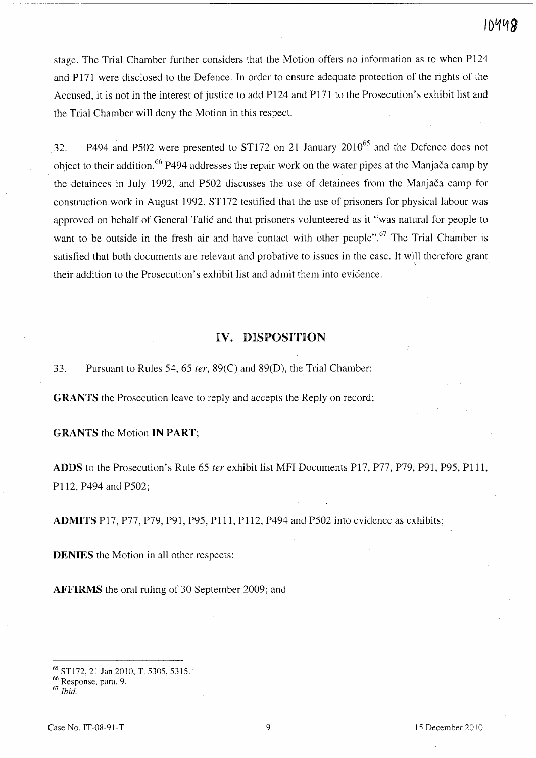stage. The Trial Chamber further considers that the Motion offers no information as to when P124 and P171 were disclosed to the Defence. In order to ensure adequate protection of the rights of the Accused, it is not in the interest of justice to add P124 and P171 to the Prosecution's exhibit list and the Trial Chamber will deny the Motion in this respect.

32. P494 and P502 were presented to ST172 on 21 January 2010[65] and the Defence does not object to their addition.[66] P494 addresses the repair work on the water pipes at the Manjača camp by the detainees in July 1992, and P502 discusses the use of detainees from the Manjača camp for construction work in August 1992. ST172 testified that the use of prisoners for physical labour was approved on behalf of General Talić and that prisoners volunteered as it "was natural for people to want to be outside in the fresh air and have contact with other people".[67] The Trial Chamber is satisfied that both documents are relevant and probative to issues in the case. It will therefore grant their addition to the Prosecution's exhibit list and admit them into evidence.

## IV. DISPOSITION

33. Pursuant to Rules 54, 65 *ter*, 89(C) and 89(D), the Trial Chamber:

**GRANTS** the Prosecution leave to reply and accepts the Reply on record;

**GRANTS** the Motion **IN PART**;

**ADDS** to the Prosecution's Rule 65 *ter* exhibit list MFI Documents P17, P77, P79, P91, P95, P111, P112, P494 and P502;

**ADMITS** P17, P77, P79, P91, P95, P111, P112, P494 and P502 into evidence as exhibits;

**DENIES** the Motion in all other respects;

**AFFIRMS** the oral ruling of 30 September 2009; and

---

[65] ST172, 21 Jan 2010, T. 5305, 5315.

[66] Response, para. 9.

[67] *Ibid.*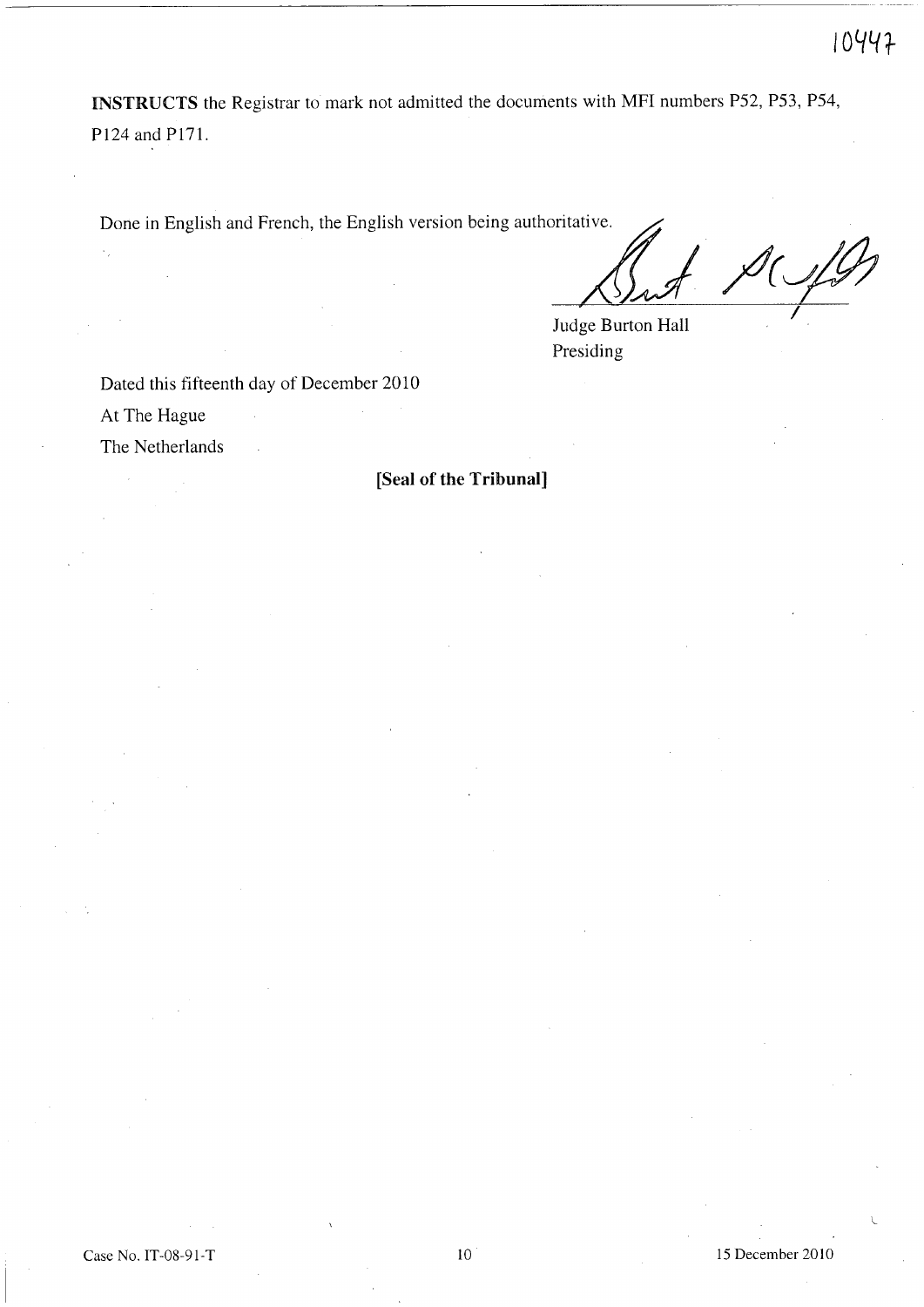**INSTRUCTS** the Registrar to mark not admitted the documents with MFI numbers P52, P53, P54, P124 and P171.

Done in English and French, the English version being authoritative.

Judge Burton Hall
Presiding

Dated this fifteenth day of December 2010
At The Hague
The Netherlands

**[Seal of the Tribunal]**